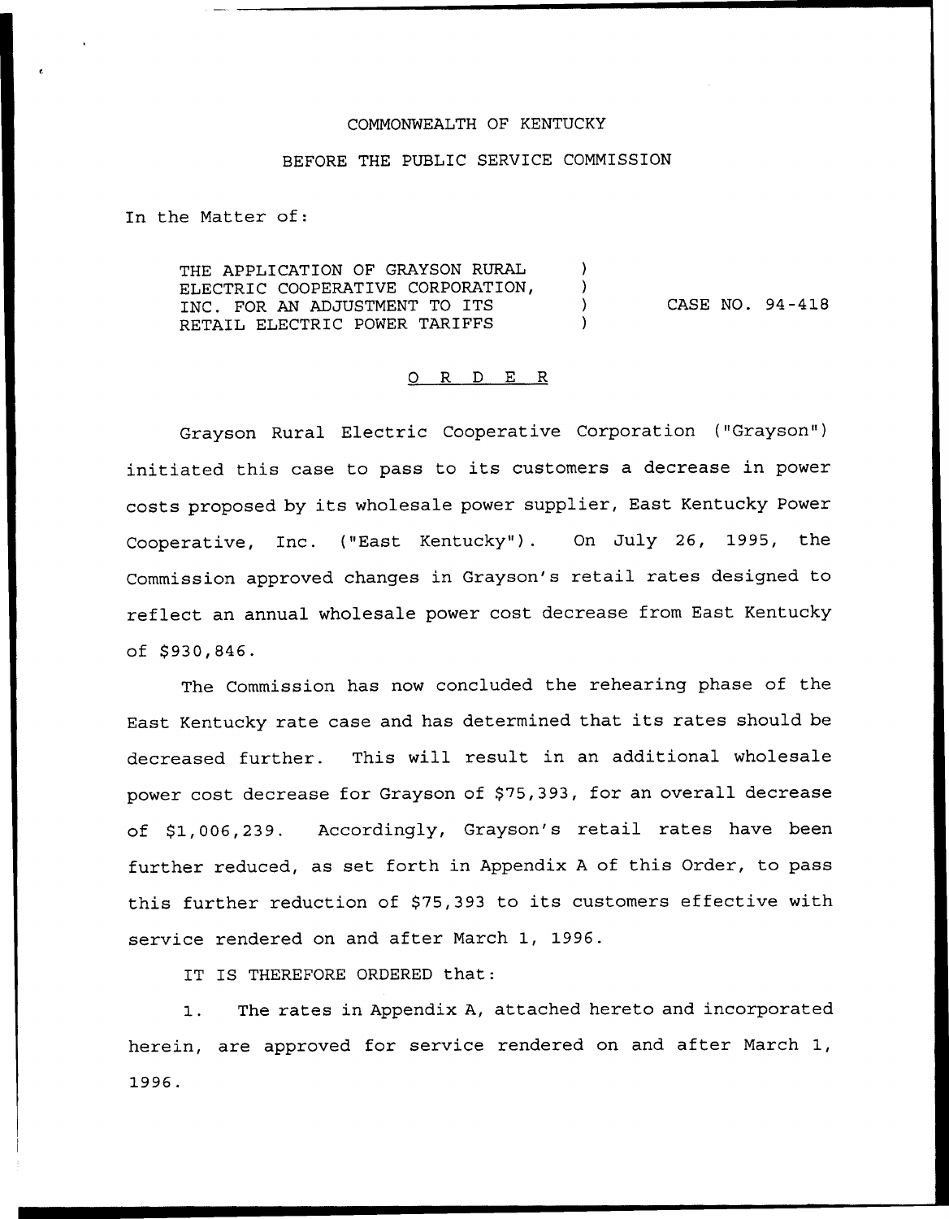COMMONWEALTH OF KENTUCKY

BEFORE THE PUBLIC SERVICE COMMISSION

In the Matter of:

| | | |
|---|---|---|
| THE APPLICATION OF GRAYSON RURAL ELECTRIC COOPERATIVE CORPORATION, INC. FOR AN ADJUSTMENT TO ITS RETAIL ELECTRIC POWER TARIFFS | ) ) ) ) | CASE NO. 94-418 |

O R D E R

Grayson Rural Electric Cooperative Corporation ("Grayson") initiated this case to pass to its customers a decrease in power costs proposed by its wholesale power supplier, East Kentucky Power Cooperative, Inc. ("East Kentucky"). On July 26, 1995, the Commission approved changes in Grayson's retail rates designed to reflect an annual wholesale power cost decrease from East Kentucky of $930,846.

The Commission has now concluded the rehearing phase of the East Kentucky rate case and has determined that its rates should be decreased further. This will result in an additional wholesale power cost decrease for Grayson of $75,393, for an overall decrease of $1,006,239. Accordingly, Grayson's retail rates have been further reduced, as set forth in Appendix A of this Order, to pass this further reduction of $75,393 to its customers effective with service rendered on and after March 1, 1996.

IT IS THEREFORE ORDERED that:

1. The rates in Appendix A, attached hereto and incorporated herein, are approved for service rendered on and after March 1, 1996.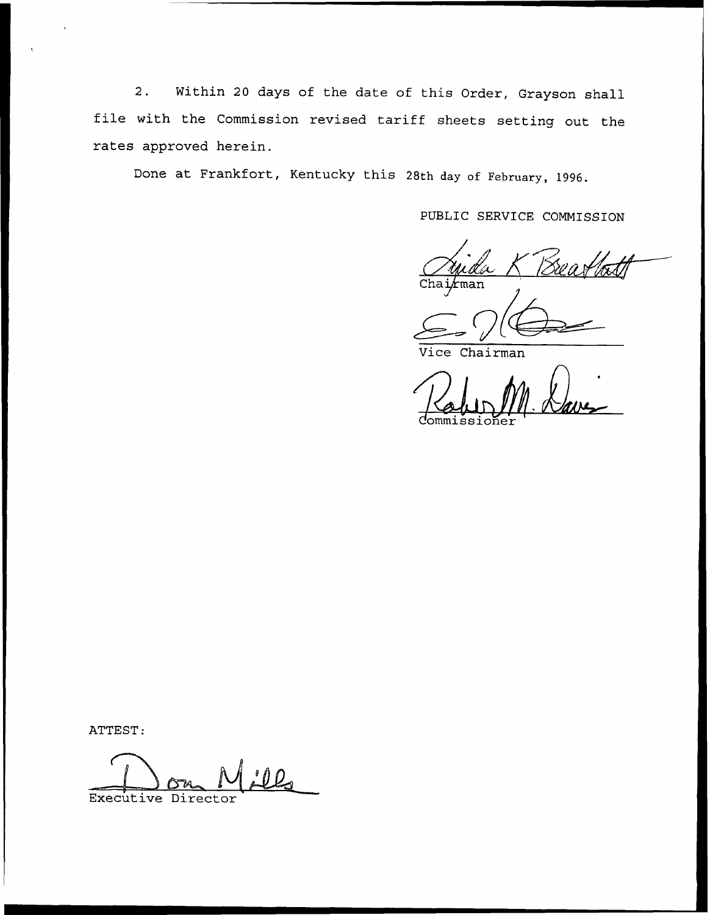2. Within 20 days of the date of this Order, Grayson shall file with the Commission revised tariff sheets setting out the rates approved herein.

Done at Frankfort, Kentucky this 28th day of February, 1996.

PUBLIC SERVICE COMMISSION

Chairman

Vice Chairman

Commissioner

ATTEST:

Executive Director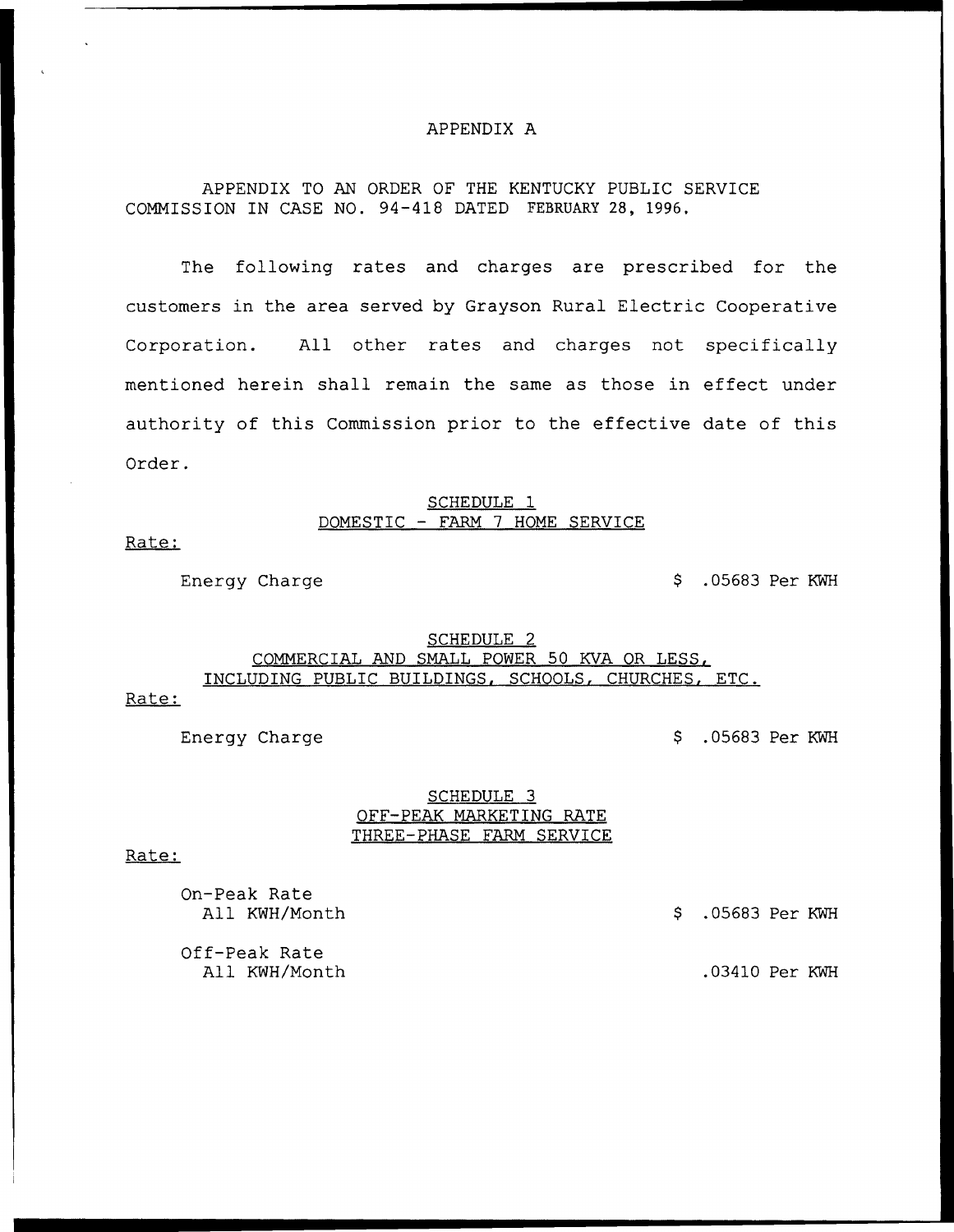# APPENDIX A

APPENDIX TO AN ORDER OF THE KENTUCKY PUBLIC SERVICE COMMISSION IN CASE NO. 94-418 DATED FEBRUARY 28, 1996.

The following rates and charges are prescribed for the customers in the area served by Grayson Rural Electric Cooperative Corporation. All other rates and charges not specifically mentioned herein shall remain the same as those in effect under authority of this Commission prior to the effective date of this Order.

## SCHEDULE 1
## DOMESTIC - FARM 7 HOME SERVICE

Rate:

Energy Charge $ .05683 Per KWH

## SCHEDULE 2
## COMMERCIAL AND SMALL POWER 50 KVA OR LESS, INCLUDING PUBLIC BUILDINGS, SCHOOLS, CHURCHES, ETC.

Rate:

Energy Charge $ .05683 Per KWH

## SCHEDULE 3
## OFF-PEAK MARKETING RATE
## THREE-PHASE FARM SERVICE

Rate:

On-Peak Rate
All KWH/Month $ .05683 Per KWH

Off-Peak Rate
All KWH/Month .03410 Per KWH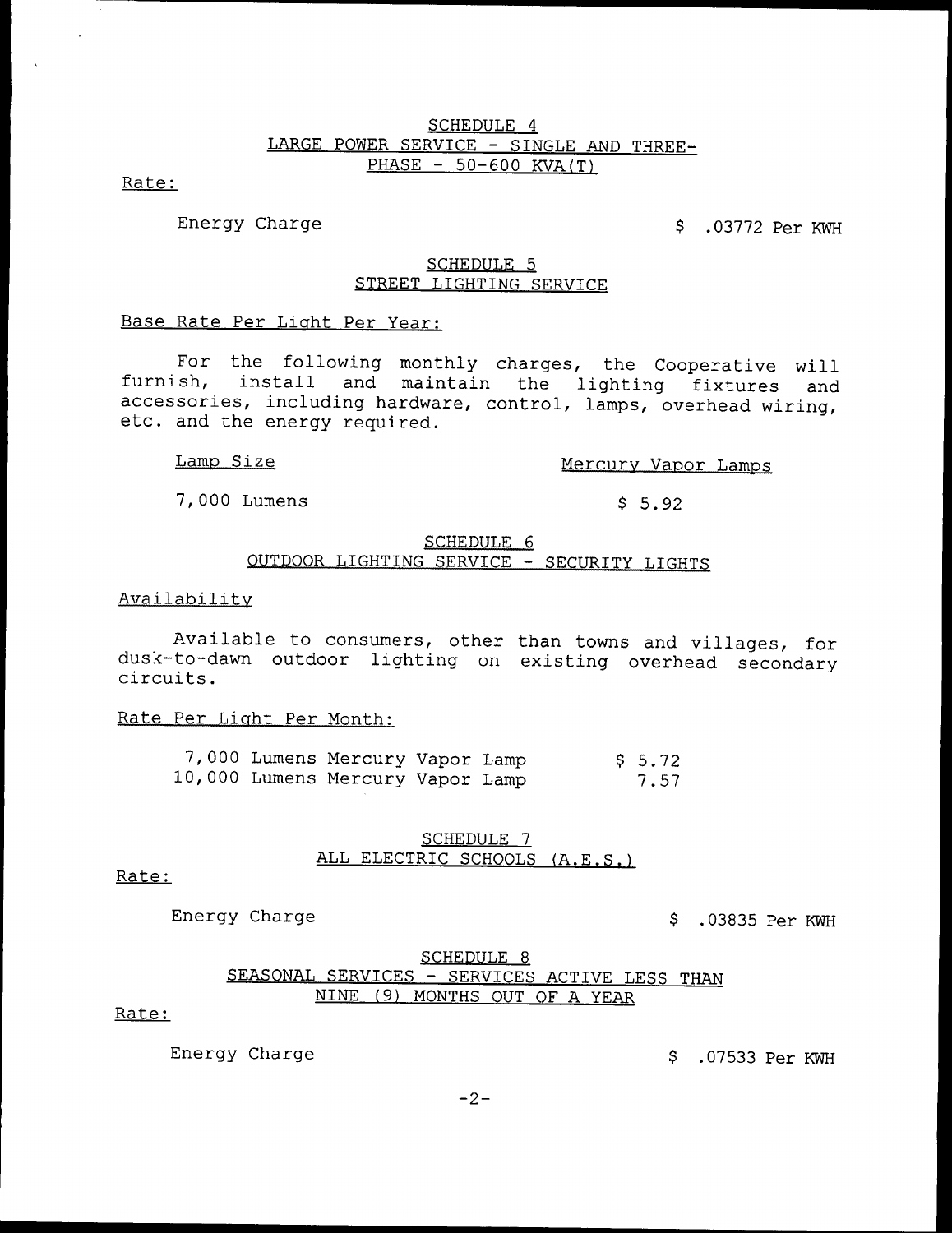## SCHEDULE 4
## LARGE POWER SERVICE - SINGLE AND THREE-PHASE - 50-600 KVA(T)

Rate:

| | |
|---|---|
| Energy Charge | $ .03772 Per KWH |

## SCHEDULE 5
## STREET LIGHTING SERVICE

Base Rate Per Light Per Year:

For the following monthly charges, the Cooperative will furnish, install and maintain the lighting fixtures and accessories, including hardware, control, lamps, overhead wiring, etc. and the energy required.

| Lamp Size | Mercury Vapor Lamps |
|---|---|
| 7,000 Lumens | $ 5.92 |

## SCHEDULE 6
## OUTDOOR LIGHTING SERVICE - SECURITY LIGHTS

Availability

Available to consumers, other than towns and villages, for dusk-to-dawn outdoor lighting on existing overhead secondary circuits.

Rate Per Light Per Month:

| | |
|---|---|
| 7,000 Lumens Mercury Vapor Lamp | $ 5.72 |
| 10,000 Lumens Mercury Vapor Lamp | 7.57 |

## SCHEDULE 7
## ALL ELECTRIC SCHOOLS (A.E.S.)

Rate:

| | |
|---|---|
| Energy Charge | $ .03835 Per KWH |

## SCHEDULE 8
## SEASONAL SERVICES - SERVICES ACTIVE LESS THAN NINE (9) MONTHS OUT OF A YEAR

Rate:

| | |
|---|---|
| Energy Charge | $ .07533 Per KWH |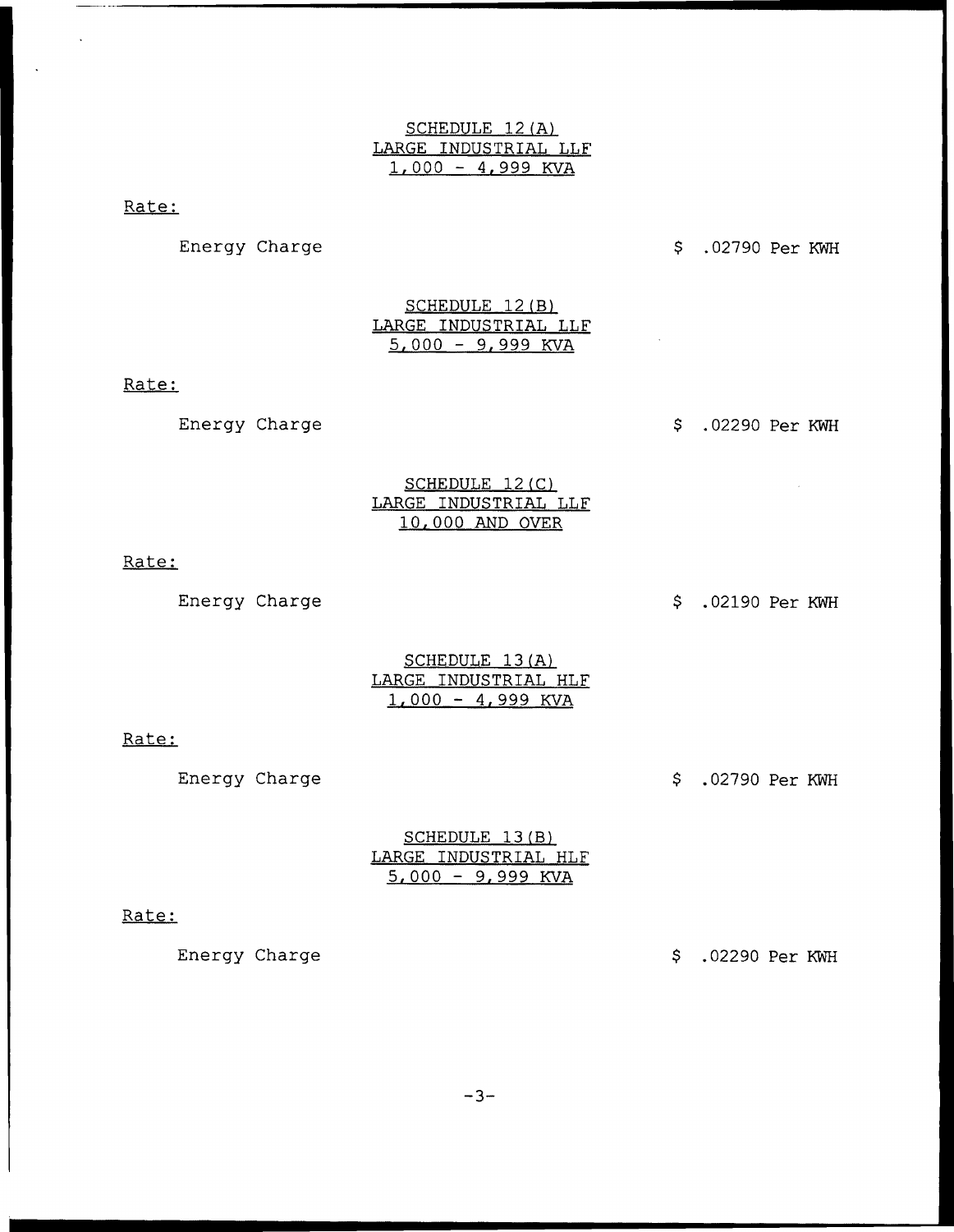## SCHEDULE 12(A)
## LARGE INDUSTRIAL LLF
## 1,000 - 4,999 KVA

Rate:

Energy Charge $ .02790 Per KWH

## SCHEDULE 12(B)
## LARGE INDUSTRIAL LLF
## 5,000 - 9,999 KVA

Rate:

Energy Charge $ .02290 Per KWH

## SCHEDULE 12(C)
## LARGE INDUSTRIAL LLF
## 10,000 AND OVER

Rate:

Energy Charge $ .02190 Per KWH

## SCHEDULE 13(A)
## LARGE INDUSTRIAL HLF
## 1,000 - 4,999 KVA

Rate:

Energy Charge $ .02790 Per KWH

## SCHEDULE 13(B)
## LARGE INDUSTRIAL HLF
## 5,000 - 9,999 KVA

Rate:

Energy Charge $ .02290 Per KWH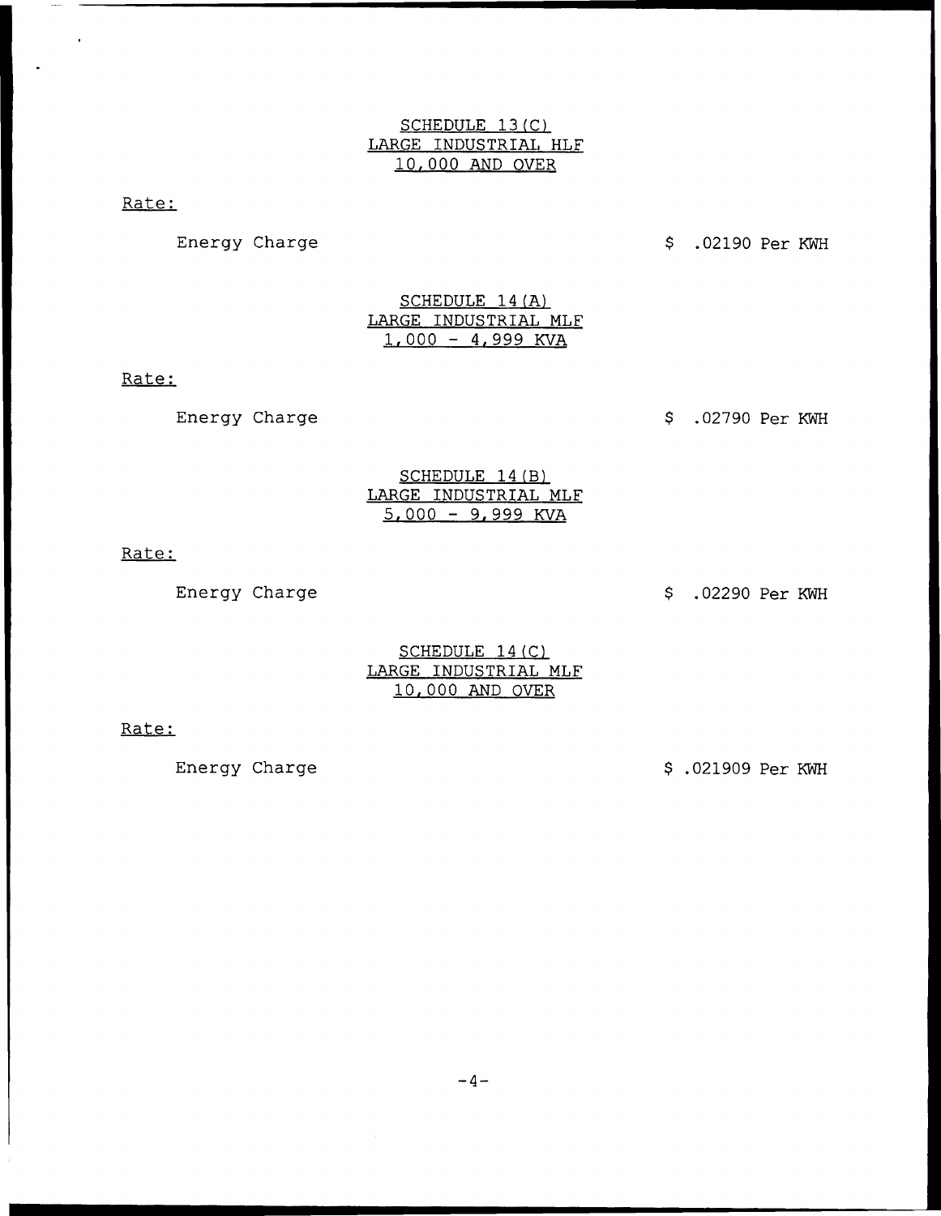SCHEDULE 13(C)
LARGE INDUSTRIAL HLF
10,000 AND OVER

Rate:

Energy Charge $ .02190 Per KWH

SCHEDULE 14(A)
LARGE INDUSTRIAL MLF
1,000 - 4,999 KVA

Rate:

Energy Charge $ .02790 Per KWH

SCHEDULE 14(B)
LARGE INDUSTRIAL MLF
5,000 - 9,999 KVA

Rate:

Energy Charge $ .02290 Per KWH

SCHEDULE 14(C)
LARGE INDUSTRIAL MLF
10,000 AND OVER

Rate:

Energy Charge $ .021909 Per KWH